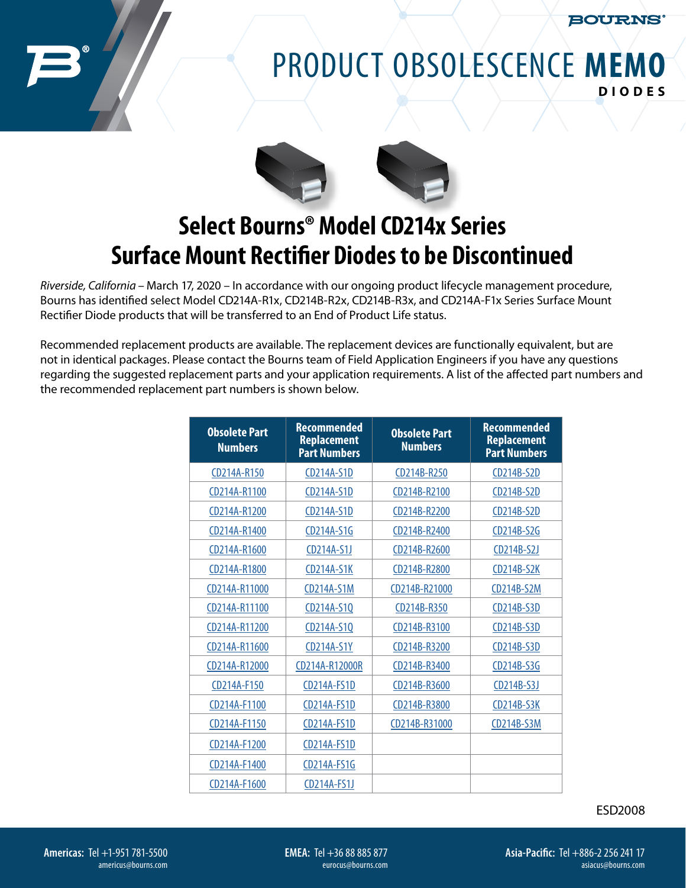# PRODUCT OBSOLESCENCE MEMO

**DIODES**

## Select Bourns® Model CD214x Series Surface Mount Rectifier Diodes to be Discontinued

*Riverside, California* – March 17, 2020 – In accordance with our ongoing product lifecycle management procedure, Bourns has identified select Model CD214A-R1x, CD214B-R2x, CD214B-R3x, and CD214A-F1x Series Surface Mount Rectifier Diode products that will be transferred to an End of Product Life status.

Recommended replacement products are available. The replacement devices are functionally equivalent, but are not in identical packages. Please contact the Bourns team of Field Application Engineers if you have any questions regarding the suggested replacement parts and your application requirements. A list of the affected part numbers and the recommended replacement part numbers is shown below.

| Obsolete Part Numbers | Recommended Replacement Part Numbers | Obsolete Part Numbers | Recommended Replacement Part Numbers |
|---|---|---|---|
| CD214A-R150 | CD214A-S1D | CD214B-R250 | CD214B-S2D |
| CD214A-R1100 | CD214A-S1D | CD214B-R2100 | CD214B-S2D |
| CD214A-R1200 | CD214A-S1D | CD214B-R2200 | CD214B-S2D |
| CD214A-R1400 | CD214A-S1G | CD214B-R2400 | CD214B-S2G |
| CD214A-R1600 | CD214A-S1J | CD214B-R2600 | CD214B-S2J |
| CD214A-R1800 | CD214A-S1K | CD214B-R2800 | CD214B-S2K |
| CD214A-R11000 | CD214A-S1M | CD214B-R21000 | CD214B-S2M |
| CD214A-R11100 | CD214A-S1Q | CD214B-R350 | CD214B-S3D |
| CD214A-R11200 | CD214A-S1Q | CD214B-R3100 | CD214B-S3D |
| CD214A-R11600 | CD214A-S1Y | CD214B-R3200 | CD214B-S3D |
| CD214A-R12000 | CD214A-R12000R | CD214B-R3400 | CD214B-S3G |
| CD214A-F150 | CD214A-FS1D | CD214B-R3600 | CD214B-S3J |
| CD214A-F1100 | CD214A-FS1D | CD214B-R3800 | CD214B-S3K |
| CD214A-F1150 | CD214A-FS1D | CD214B-R31000 | CD214B-S3M |
| CD214A-F1200 | CD214A-FS1D | | |
| CD214A-F1400 | CD214A-FS1G | | |
| CD214A-F1600 | CD214A-FS1J | | |

ESD2008

**Americas:** Tel +1-951 781-5500
americus@bourns.com

**EMEA:** Tel +36 88 885 877
eurocus@bourns.com

**Asia-Pacific:** Tel +886-2 256 241 17
asiacus@bourns.com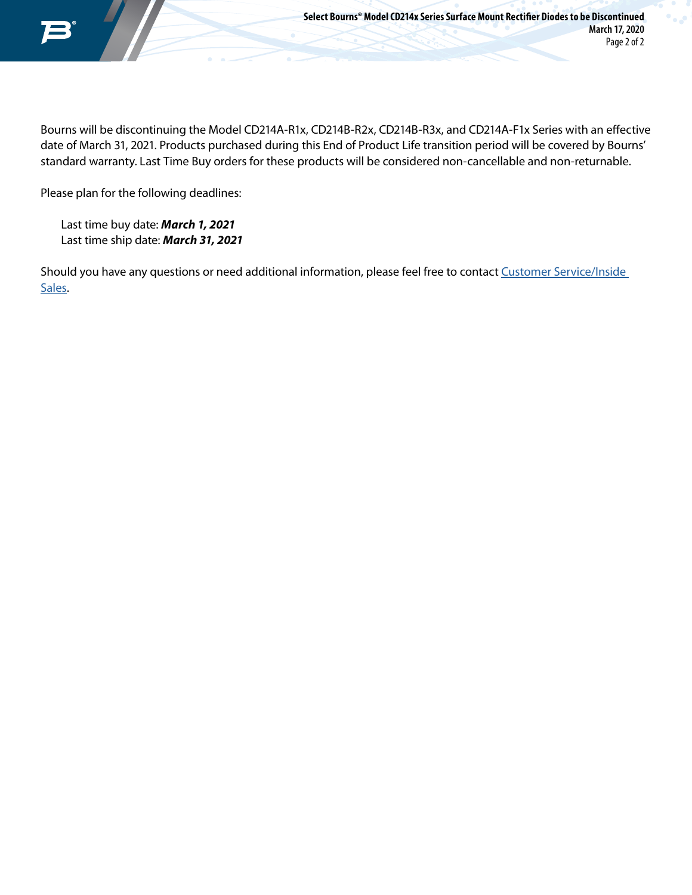Bourns will be discontinuing the Model CD214A-R1x, CD214B-R2x, CD214B-R3x, and CD214A-F1x Series with an effective date of March 31, 2021. Products purchased during this End of Product Life transition period will be covered by Bourns' standard warranty. Last Time Buy orders for these products will be considered non-cancellable and non-returnable.

Please plan for the following deadlines:

Last time buy date: ***March 1, 2021***
Last time ship date: ***March 31, 2021***

Should you have any questions or need additional information, please feel free to contact Customer Service/Inside Sales.